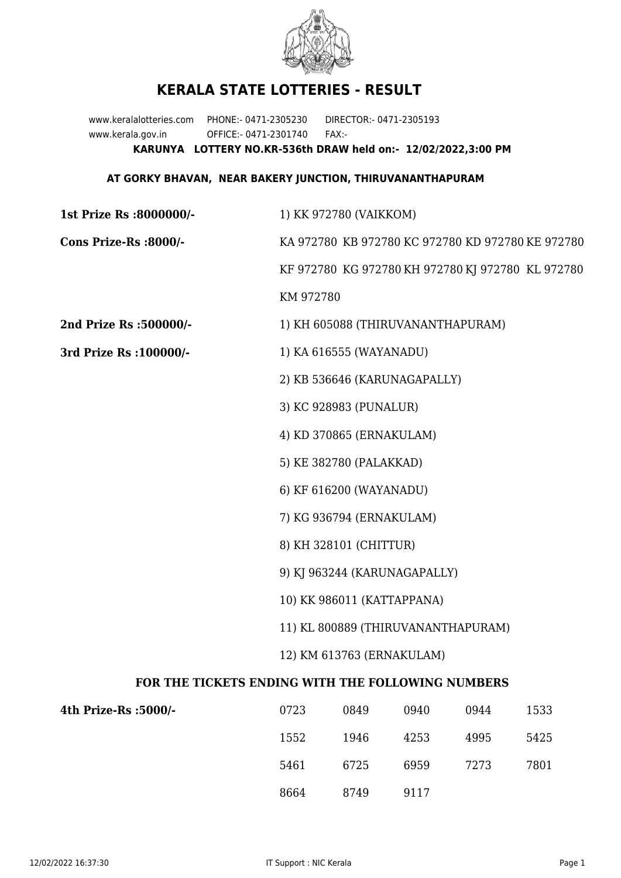# KERALA STATE LOTTERIES - RESULT

www.keralalotteries.com PHONE:- 0471-2305230 DIRECTOR:- 0471-2305193
www.kerala.gov.in OFFICE:- 0471-2301740 FAX:-

**KARUNYA LOTTERY NO.KR-536th DRAW held on:- 12/02/2022,3:00 PM**

**AT GORKY BHAVAN, NEAR BAKERY JUNCTION, THIRUVANANTHAPURAM**

**1st Prize Rs :8000000/-** 1) KK 972780 (VAIKKOM)

**Cons Prize-Rs :8000/-** KA 972780 KB 972780 KC 972780 KD 972780 KE 972780 KF 972780 KG 972780 KH 972780 KJ 972780 KL 972780 KM 972780

**2nd Prize Rs :500000/-** 1) KH 605088 (THIRUVANANTHAPURAM)

**3rd Prize Rs :100000/-**

1) KA 616555 (WAYANADU)
2) KB 536646 (KARUNAGAPALLY)
3) KC 928983 (PUNALUR)
4) KD 370865 (ERNAKULAM)
5) KE 382780 (PALAKKAD)
6) KF 616200 (WAYANADU)
7) KG 936794 (ERNAKULAM)
8) KH 328101 (CHITTUR)
9) KJ 963244 (KARUNAGAPALLY)
10) KK 986011 (KATTAPPANA)
11) KL 800889 (THIRUVANANTHAPURAM)
12) KM 613763 (ERNAKULAM)

**FOR THE TICKETS ENDING WITH THE FOLLOWING NUMBERS**

**4th Prize-Rs :5000/-**

| | | | | |
|---|---|---|---|---|
| 0723 | 0849 | 0940 | 0944 | 1533 |
| 1552 | 1946 | 4253 | 4995 | 5425 |
| 5461 | 6725 | 6959 | 7273 | 7801 |
| 8664 | 8749 | 9117 | | |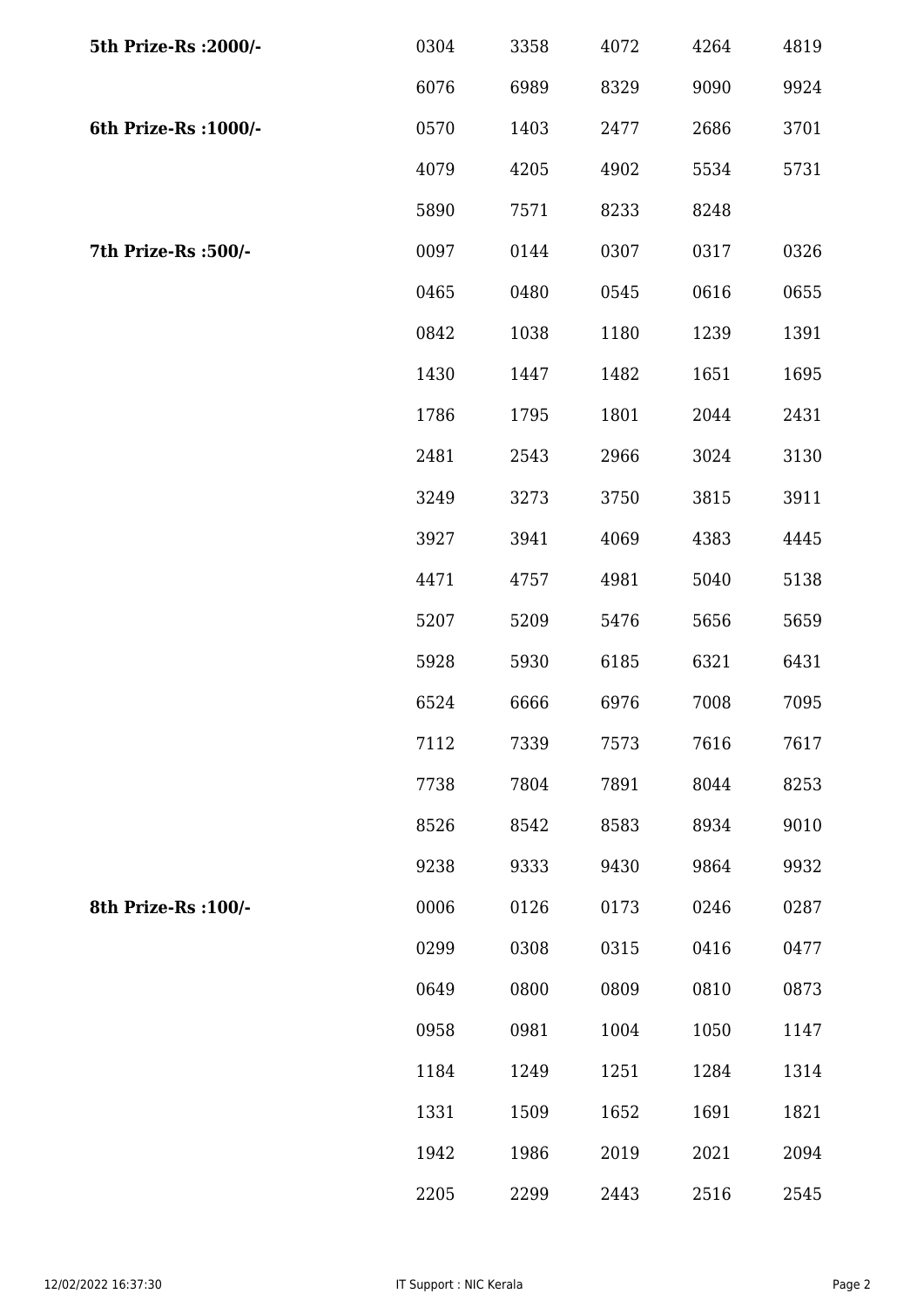| | | | | | |
|---|---|---|---|---|---|
| **5th Prize-Rs :2000/-** | 0304 | 3358 | 4072 | 4264 | 4819 |
| | 6076 | 6989 | 8329 | 9090 | 9924 |
| **6th Prize-Rs :1000/-** | 0570 | 1403 | 2477 | 2686 | 3701 |
| | 4079 | 4205 | 4902 | 5534 | 5731 |
| | 5890 | 7571 | 8233 | 8248 | |
| **7th Prize-Rs :500/-** | 0097 | 0144 | 0307 | 0317 | 0326 |
| | 0465 | 0480 | 0545 | 0616 | 0655 |
| | 0842 | 1038 | 1180 | 1239 | 1391 |
| | 1430 | 1447 | 1482 | 1651 | 1695 |
| | 1786 | 1795 | 1801 | 2044 | 2431 |
| | 2481 | 2543 | 2966 | 3024 | 3130 |
| | 3249 | 3273 | 3750 | 3815 | 3911 |
| | 3927 | 3941 | 4069 | 4383 | 4445 |
| | 4471 | 4757 | 4981 | 5040 | 5138 |
| | 5207 | 5209 | 5476 | 5656 | 5659 |
| | 5928 | 5930 | 6185 | 6321 | 6431 |
| | 6524 | 6666 | 6976 | 7008 | 7095 |
| | 7112 | 7339 | 7573 | 7616 | 7617 |
| | 7738 | 7804 | 7891 | 8044 | 8253 |
| | 8526 | 8542 | 8583 | 8934 | 9010 |
| | 9238 | 9333 | 9430 | 9864 | 9932 |
| **8th Prize-Rs :100/-** | 0006 | 0126 | 0173 | 0246 | 0287 |
| | 0299 | 0308 | 0315 | 0416 | 0477 |
| | 0649 | 0800 | 0809 | 0810 | 0873 |
| | 0958 | 0981 | 1004 | 1050 | 1147 |
| | 1184 | 1249 | 1251 | 1284 | 1314 |
| | 1331 | 1509 | 1652 | 1691 | 1821 |
| | 1942 | 1986 | 2019 | 2021 | 2094 |
| | 2205 | 2299 | 2443 | 2516 | 2545 |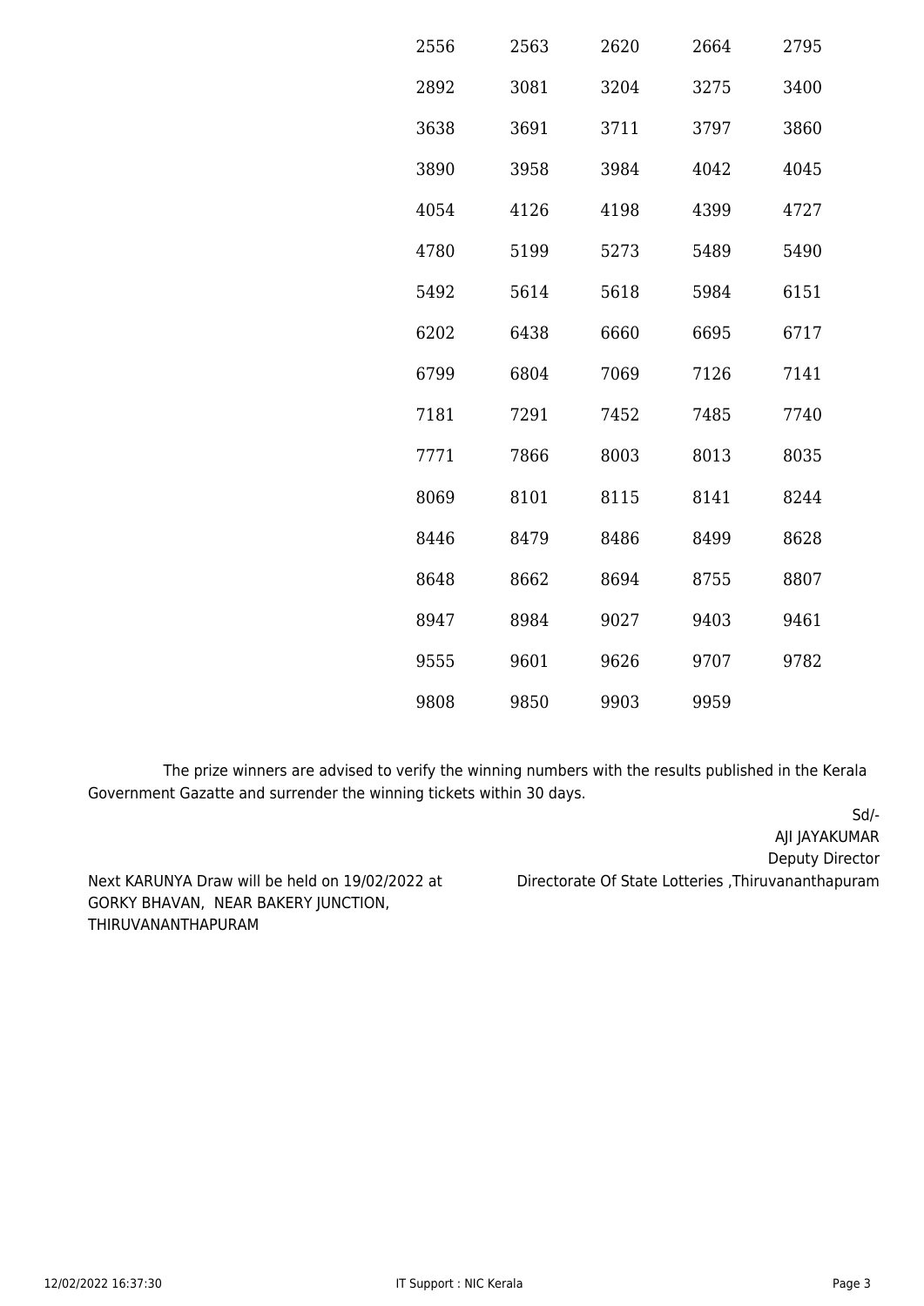| | | | | |
|---|---|---|---|---|
| 2556 | 2563 | 2620 | 2664 | 2795 |
| 2892 | 3081 | 3204 | 3275 | 3400 |
| 3638 | 3691 | 3711 | 3797 | 3860 |
| 3890 | 3958 | 3984 | 4042 | 4045 |
| 4054 | 4126 | 4198 | 4399 | 4727 |
| 4780 | 5199 | 5273 | 5489 | 5490 |
| 5492 | 5614 | 5618 | 5984 | 6151 |
| 6202 | 6438 | 6660 | 6695 | 6717 |
| 6799 | 6804 | 7069 | 7126 | 7141 |
| 7181 | 7291 | 7452 | 7485 | 7740 |
| 7771 | 7866 | 8003 | 8013 | 8035 |
| 8069 | 8101 | 8115 | 8141 | 8244 |
| 8446 | 8479 | 8486 | 8499 | 8628 |
| 8648 | 8662 | 8694 | 8755 | 8807 |
| 8947 | 8984 | 9027 | 9403 | 9461 |
| 9555 | 9601 | 9626 | 9707 | 9782 |
| 9808 | 9850 | 9903 | 9959 | |

The prize winners are advised to verify the winning numbers with the results published in the Kerala Government Gazatte and surrender the winning tickets within 30 days.

Sd/-
AJI JAYAKUMAR
Deputy Director
Directorate Of State Lotteries ,Thiruvananthapuram

Next KARUNYA Draw will be held on 19/02/2022 at GORKY BHAVAN, NEAR BAKERY JUNCTION, THIRUVANANTHAPURAM

12/02/2022 16:37:30

IT Support : NIC Kerala